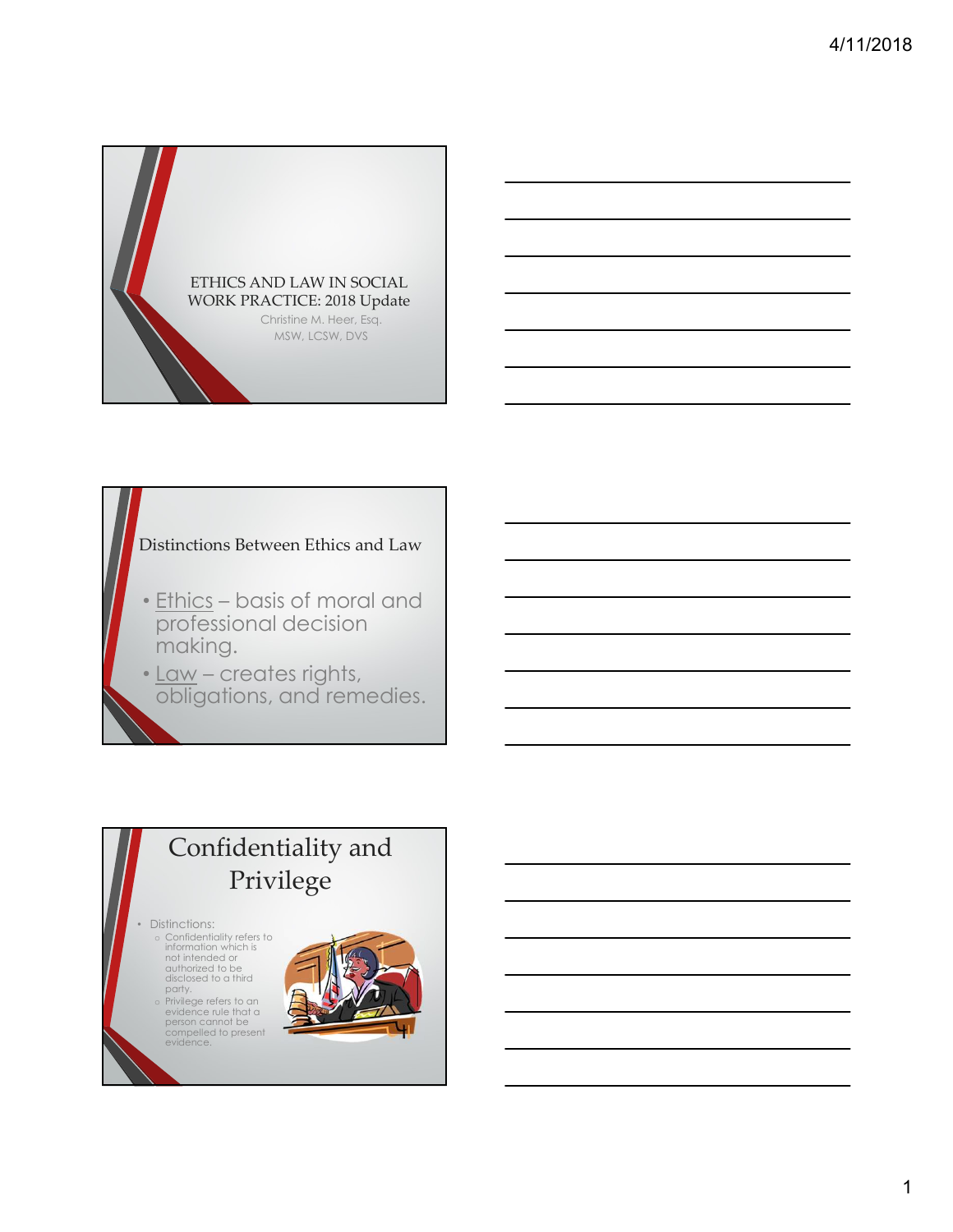# ETHICS AND LAW IN SOCIAL WORK PRACTICE: 2018 Update

Christine M. Heer, Esq.
MSW, LCSW, DVS

## Distinctions Between Ethics and Law

- Ethics – basis of moral and professional decision making.
- Law – creates rights, obligations, and remedies.

## Confidentiality and Privilege

- Distinctions:
  - Confidentiality refers to information which is not intended or authorized to be disclosed to a third party.
  - Privilege refers to an evidence rule that a person cannot be compelled to present evidence.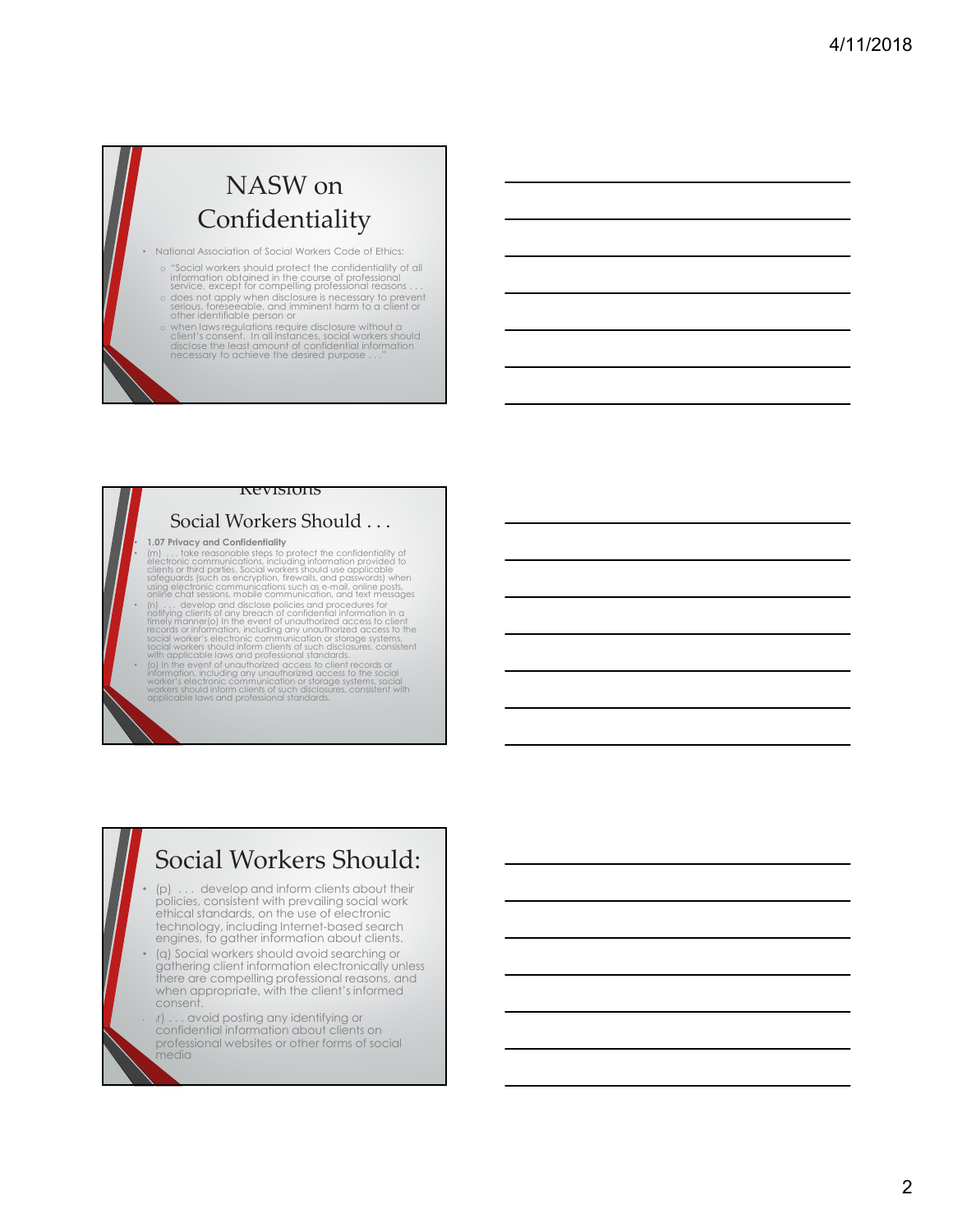# NASW on Confidentiality

- National Association of Social Workers Code of Ethics:
  - "Social workers should protect the confidentiality of all information obtained in the course of professional service, except for compelling professional reasons . . .
  - does not apply when disclosure is necessary to prevent serious, foreseeable, and imminent harm to a client or other identifiable person or
  - when laws regulations require disclosure without a client's consent. In all instances, social workers should disclose the least amount of confidential information necessary to achieve the desired purpose . . ."

Revisions

## Social Workers Should . . .

- **1.07 Privacy and Confidentiality**
- (m) . . . take reasonable steps to protect the confidentiality of electronic communications, including information provided to clients or third parties. Social workers should use applicable safeguards (such as encryption, firewalls, and passwords) when using electronic communications such as e-mail, online posts, online chat sessions, mobile communication, and text messages
- (n) . . . develop and disclose policies and procedures for notifying clients of any breach of confidential information in a timely manner(o) In the event of unauthorized access to client records or information, including any unauthorized access to the social worker's electronic communication or storage systems, social workers should inform clients of such disclosures, consistent with applicable laws and professional standards.
- (o) In the event of unauthorized access to client records or information, including any unauthorized access to the social worker's electronic communication or storage systems, social workers should inform clients of such disclosures, consistent with applicable laws and professional standards.

## Social Workers Should:

- (p) . . . develop and inform clients about their policies, consistent with prevailing social work ethical standards, on the use of electronic technology, including Internet-based search engines, to gather information about clients.
- (q) Social workers should avoid searching or gathering client information electronically unless there are compelling professional reasons, and when appropriate, with the client's informed consent.
- (r) . . . avoid posting any identifying or confidential information about clients on professional websites or other forms of social media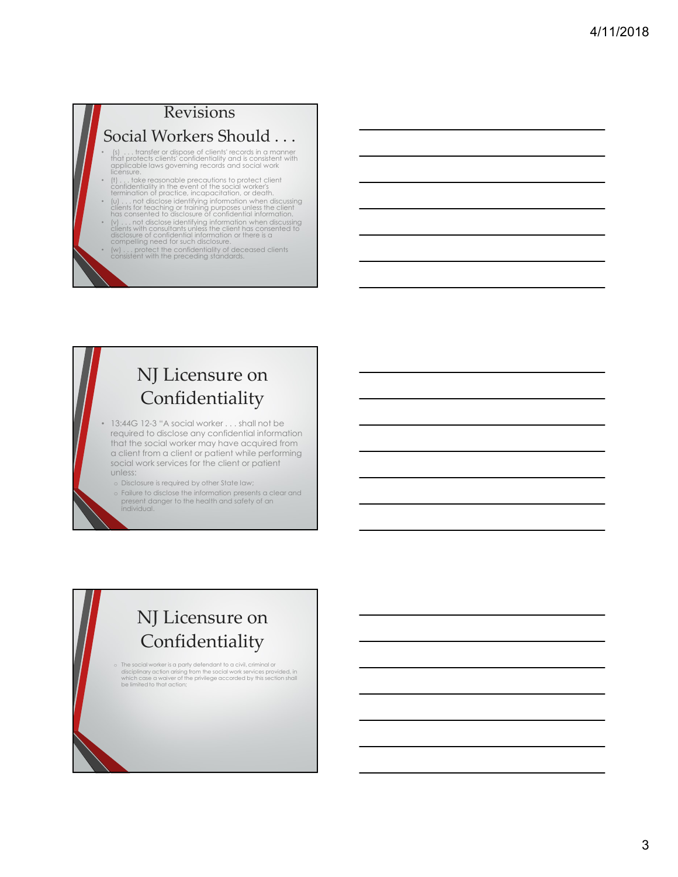## Revisions

### Social Workers Should . . .

- (s) . . . transfer or dispose of clients' records in a manner that protects clients' confidentiality and is consistent with applicable laws governing records and social work licensure.
- (t) . . . take reasonable precautions to protect client confidentiality in the event of the social worker's termination of practice, incapacitation, or death.
- (u) . . . not disclose identifying information when discussing clients for teaching or training purposes unless the client has consented to disclosure of confidential information.
- (v) . . . not disclose identifying information when discussing clients with consultants unless the client has consented to disclosure of confidential information or there is a compelling need for such disclosure.
- (w) . . . protect the confidentiality of deceased clients consistent with the preceding standards.

## NJ Licensure on Confidentiality

- 13:44G 12-3 "A social worker . . . shall not be required to disclose any confidential information that the social worker may have acquired from a client from a client or patient while performing social work services for the client or patient unless:
  - Disclosure is required by other State law;
  - Failure to disclose the information presents a clear and present danger to the health and safety of an individual.

## NJ Licensure on Confidentiality

- The social worker is a party defendant to a civil, criminal or disciplinary action arising from the social work services provided, in which case a waiver of the privilege accorded by this section shall be limited to that action;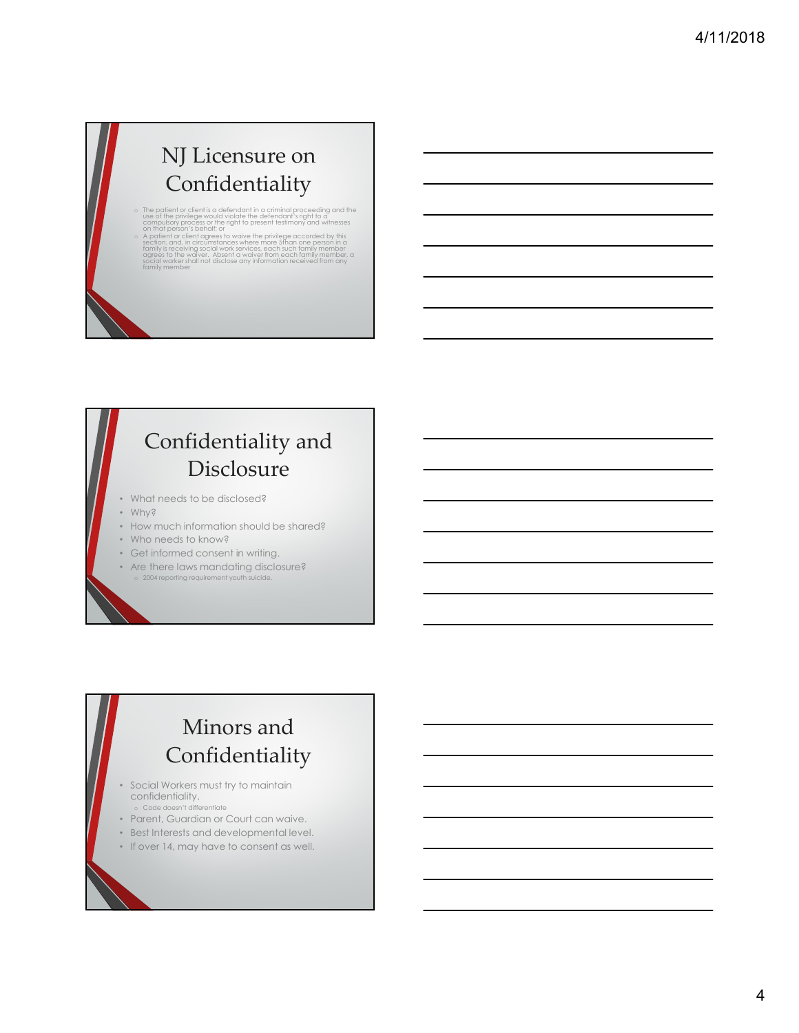## NJ Licensure on Confidentiality

- The patient or client is a defendant in a criminal proceeding and the use of the privilege would violate the defendant's right to a compulsory process or the right to present testimony and witnesses on that person's behalf; or
- A patient or client agrees to waive the privilege accorded by this section, and, in circumstances where more than one person in a family is receiving social work services, each such family member agrees to the waiver. Absent a waiver from each family member, a social worker shall not disclose any information received from any family member

## Confidentiality and Disclosure

- What needs to be disclosed?
- Why?
- How much information should be shared?
- Who needs to know?
- Get informed consent in writing.
- Are there laws mandating disclosure?
  - 2004 reporting requirement youth suicide.

## Minors and Confidentiality

- Social Workers must try to maintain confidentiality.
  - Code doesn't differentiate
- Parent, Guardian or Court can waive.
- Best Interests and developmental level.
- If over 14, may have to consent as well.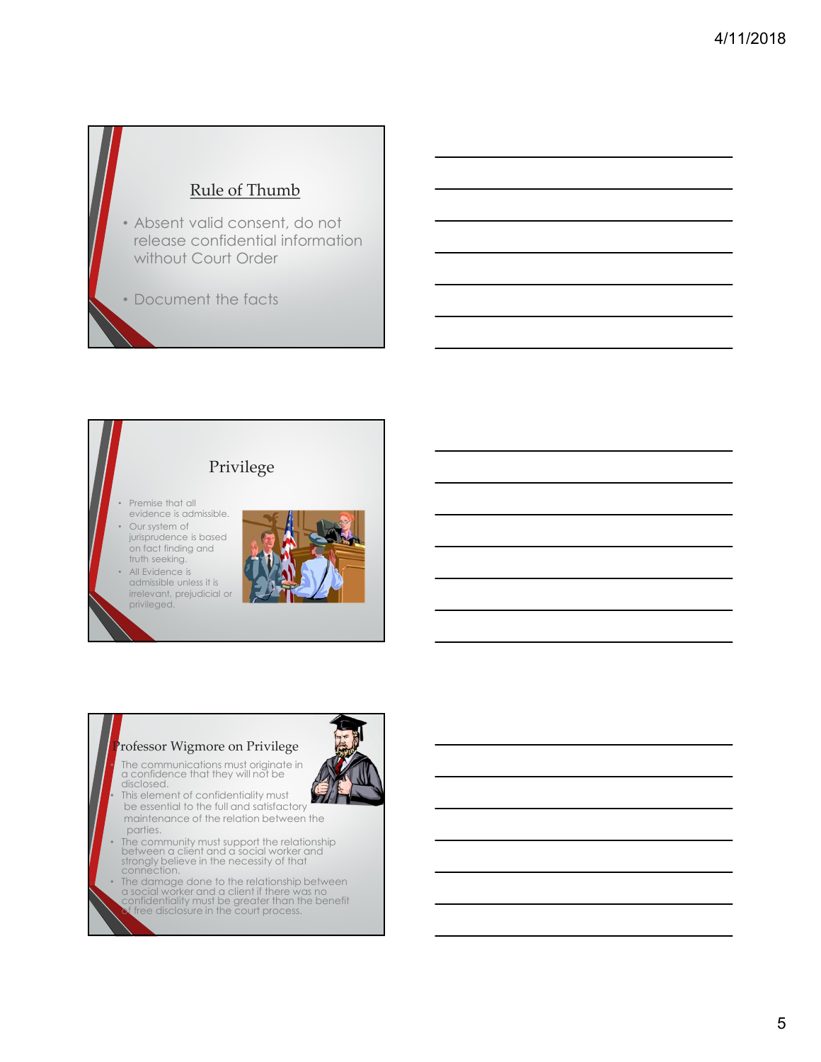## Rule of Thumb

- Absent valid consent, do not release confidential information without Court Order
- Document the facts

## Privilege

- Premise that all evidence is admissible.
- Our system of jurisprudence is based on fact finding and truth seeking.
- All Evidence is admissible unless it is irrelevant, prejudicial or privileged.

## Professor Wigmore on Privilege

- The communications must originate in a confidence that they will not be disclosed.
- This element of confidentiality must be essential to the full and satisfactory maintenance of the relation between the parties.
- The community must support the relationship between a client and a social worker and strongly believe in the necessity of that connection.
- The damage done to the relationship between a social worker and a client if there was no confidentiality must be greater than the benefit of free disclosure in the court process.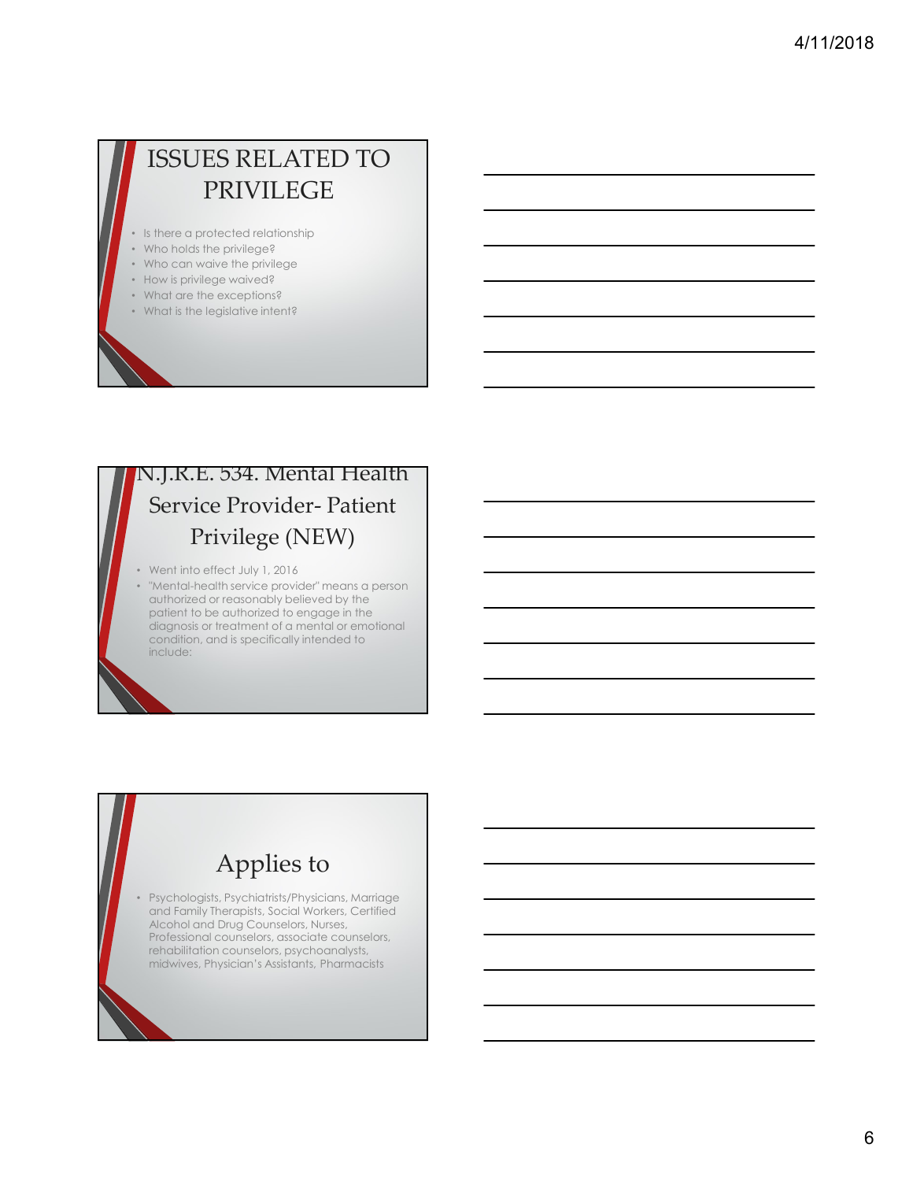## ISSUES RELATED TO PRIVILEGE

- Is there a protected relationship
- Who holds the privilege?
- Who can waive the privilege
- How is privilege waived?
- What are the exceptions?
- What is the legislative intent?

## N.J.R.E. 534. Mental Health Service Provider- Patient Privilege (NEW)

- Went into effect July 1, 2016
- "Mental-health service provider" means a person authorized or reasonably believed by the patient to be authorized to engage in the diagnosis or treatment of a mental or emotional condition, and is specifically intended to include:

## Applies to

- Psychologists, Psychiatrists/Physicians, Marriage and Family Therapists, Social Workers, Certified Alcohol and Drug Counselors, Nurses, Professional counselors, associate counselors, rehabilitation counselors, psychoanalysts, midwives, Physician's Assistants, Pharmacists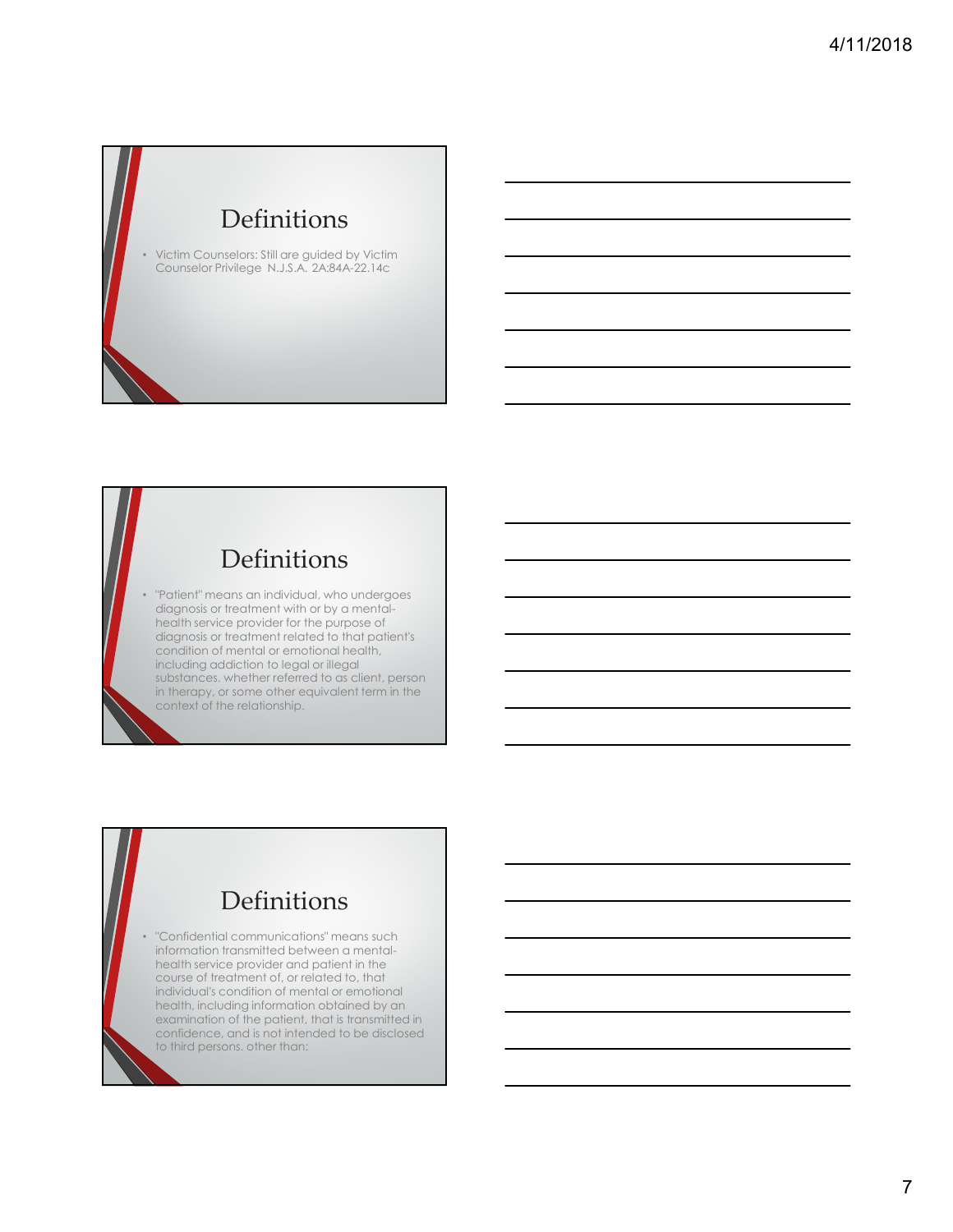## Definitions

- Victim Counselors: Still are guided by Victim Counselor Privilege N.J.S.A. 2A:84A-22.14c

## Definitions

- "Patient" means an individual, who undergoes diagnosis or treatment with or by a mental-health service provider for the purpose of diagnosis or treatment related to that patient's condition of mental or emotional health, including addiction to legal or illegal substances. whether referred to as client, person in therapy, or some other equivalent term in the context of the relationship.

## Definitions

- "Confidential communications" means such information transmitted between a mental-health service provider and patient in the course of treatment of, or related to, that individual's condition of mental or emotional health, including information obtained by an examination of the patient, that is transmitted in confidence, and is not intended to be disclosed to third persons. other than: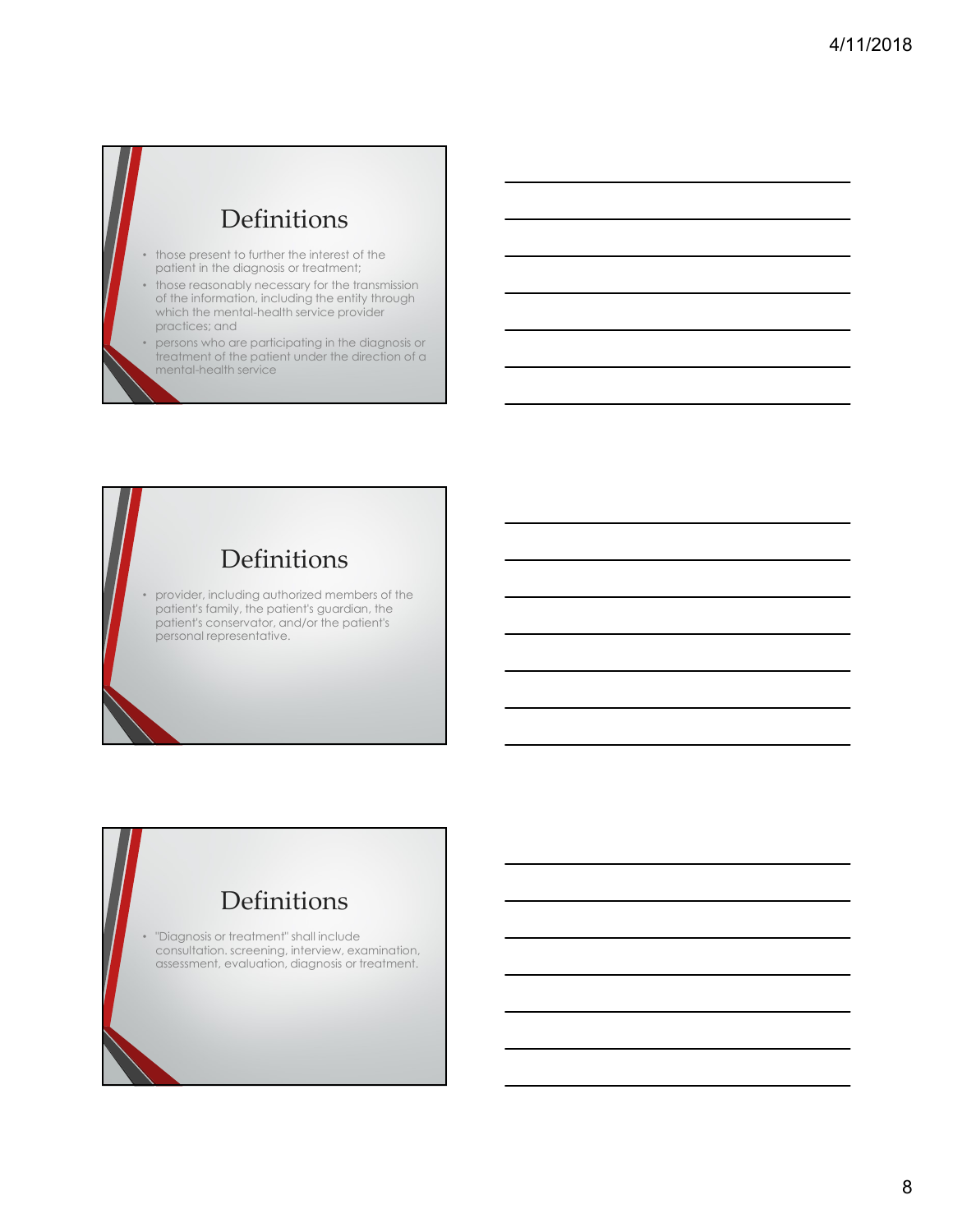## Definitions

- those present to further the interest of the patient in the diagnosis or treatment;
- those reasonably necessary for the transmission of the information, including the entity through which the mental-health service provider practices; and
- persons who are participating in the diagnosis or treatment of the patient under the direction of a mental-health service

## Definitions

- provider, including authorized members of the patient's family, the patient's guardian, the patient's conservator, and/or the patient's personal representative.

## Definitions

- "Diagnosis or treatment" shall include consultation. screening, interview, examination, assessment, evaluation, diagnosis or treatment.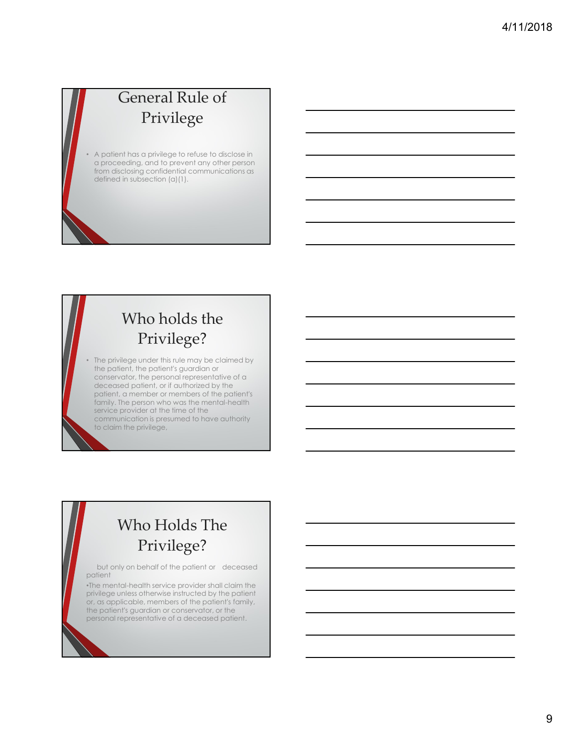## General Rule of Privilege

- A patient has a privilege to refuse to disclose in a proceeding, and to prevent any other person from disclosing confidential communications as defined in subsection (a)(1).

## Who holds the Privilege?

- The privilege under this rule may be claimed by the patient, the patient's guardian or conservator, the personal representative of a deceased patient, or if authorized by the patient, a member or members of the patient's family. The person who was the mental-health service provider at the time of the communication is presumed to have authority to claim the privilege,

## Who Holds The Privilege?

but only on behalf of the patient or deceased patient

•The mental-health service provider shall claim the privilege unless otherwise instructed by the patient or, as applicable, members of the patient's family, the patient's guardian or conservator, or the personal representative of a deceased patient.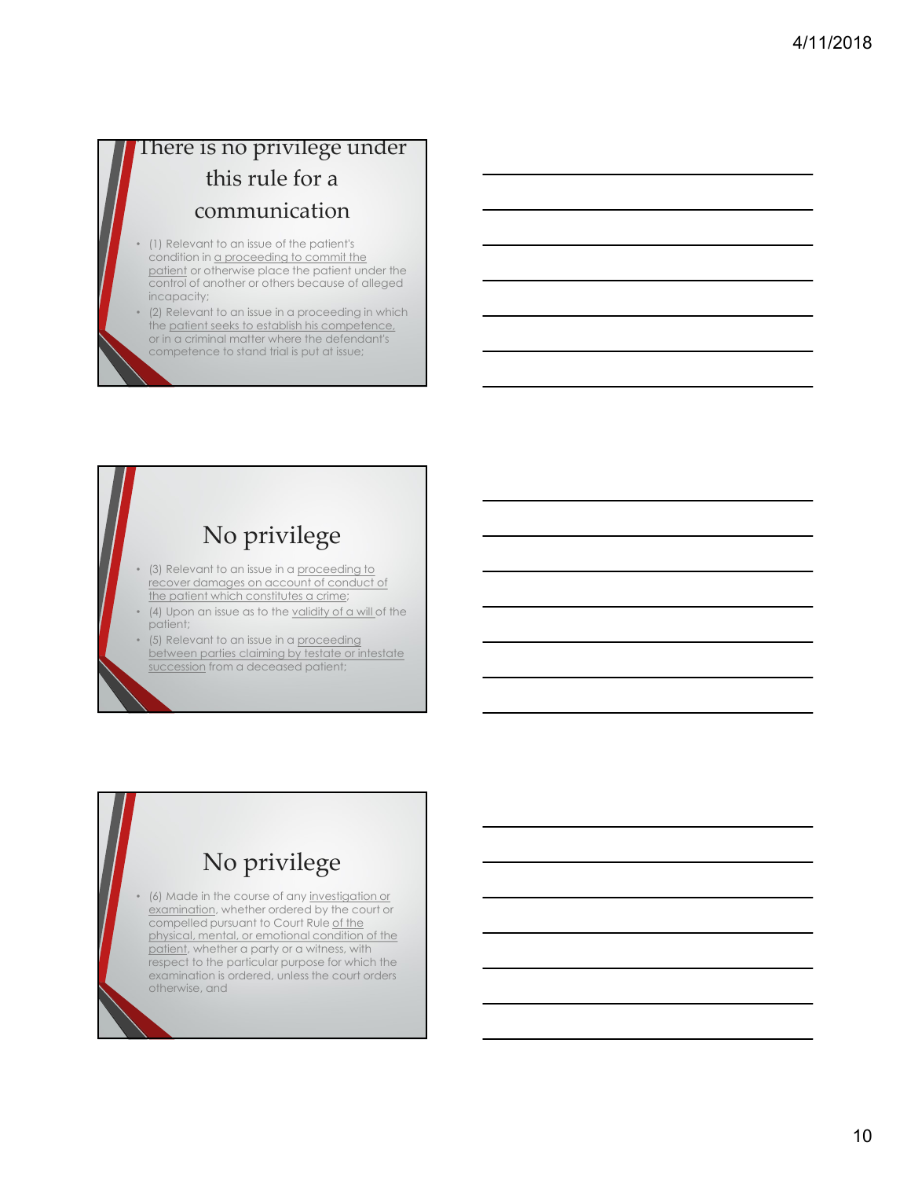## There is no privilege under this rule for a communication

- (1) Relevant to an issue of the patient's condition in a proceeding to commit the patient or otherwise place the patient under the control of another or others because of alleged incapacity;
- (2) Relevant to an issue in a proceeding in which the patient seeks to establish his competence, or in a criminal matter where the defendant's competence to stand trial is put at issue;

## No privilege

- (3) Relevant to an issue in a proceeding to recover damages on account of conduct of the patient which constitutes a crime;
- (4) Upon an issue as to the validity of a will of the patient;
- (5) Relevant to an issue in a proceeding between parties claiming by testate or intestate succession from a deceased patient;

## No privilege

- (6) Made in the course of any investigation or examination, whether ordered by the court or compelled pursuant to Court Rule of the physical, mental, or emotional condition of the patient, whether a party or a witness, with respect to the particular purpose for which the examination is ordered, unless the court orders otherwise, and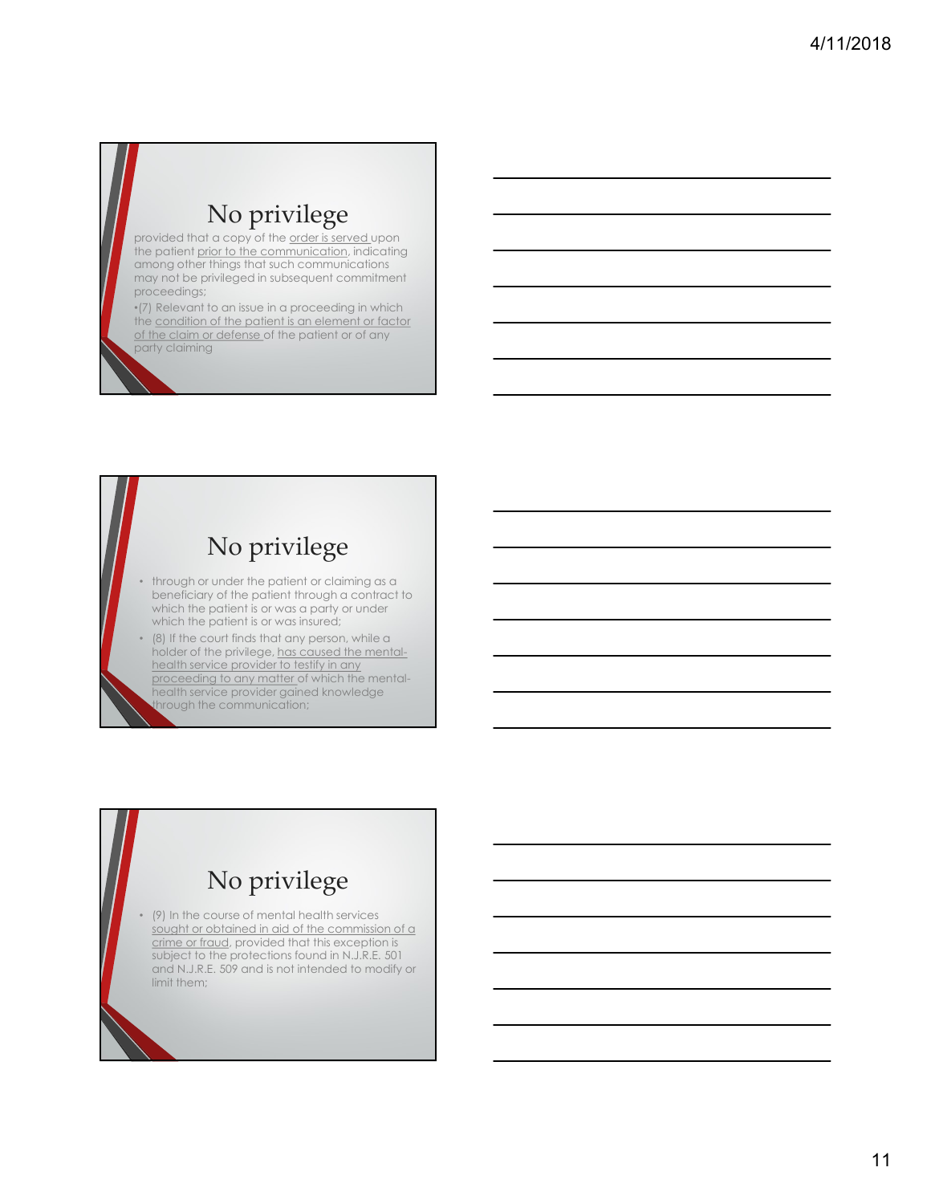## No privilege

provided that a copy of the order is served upon the patient prior to the communication, indicating among other things that such communications may not be privileged in subsequent commitment proceedings;

•(7) Relevant to an issue in a proceeding in which the condition of the patient is an element or factor of the claim or defense of the patient or of any party claiming

## No privilege

- through or under the patient or claiming as a beneficiary of the patient through a contract to which the patient is or was a party or under which the patient is or was insured;
- (8) If the court finds that any person, while a holder of the privilege, has caused the mental-health service provider to testify in any proceeding to any matter of which the mental-health service provider gained knowledge through the communication;

## No privilege

- (9) In the course of mental health services sought or obtained in aid of the commission of a crime or fraud, provided that this exception is subject to the protections found in N.J.R.E. 501 and N.J.R.E. 509 and is not intended to modify or limit them;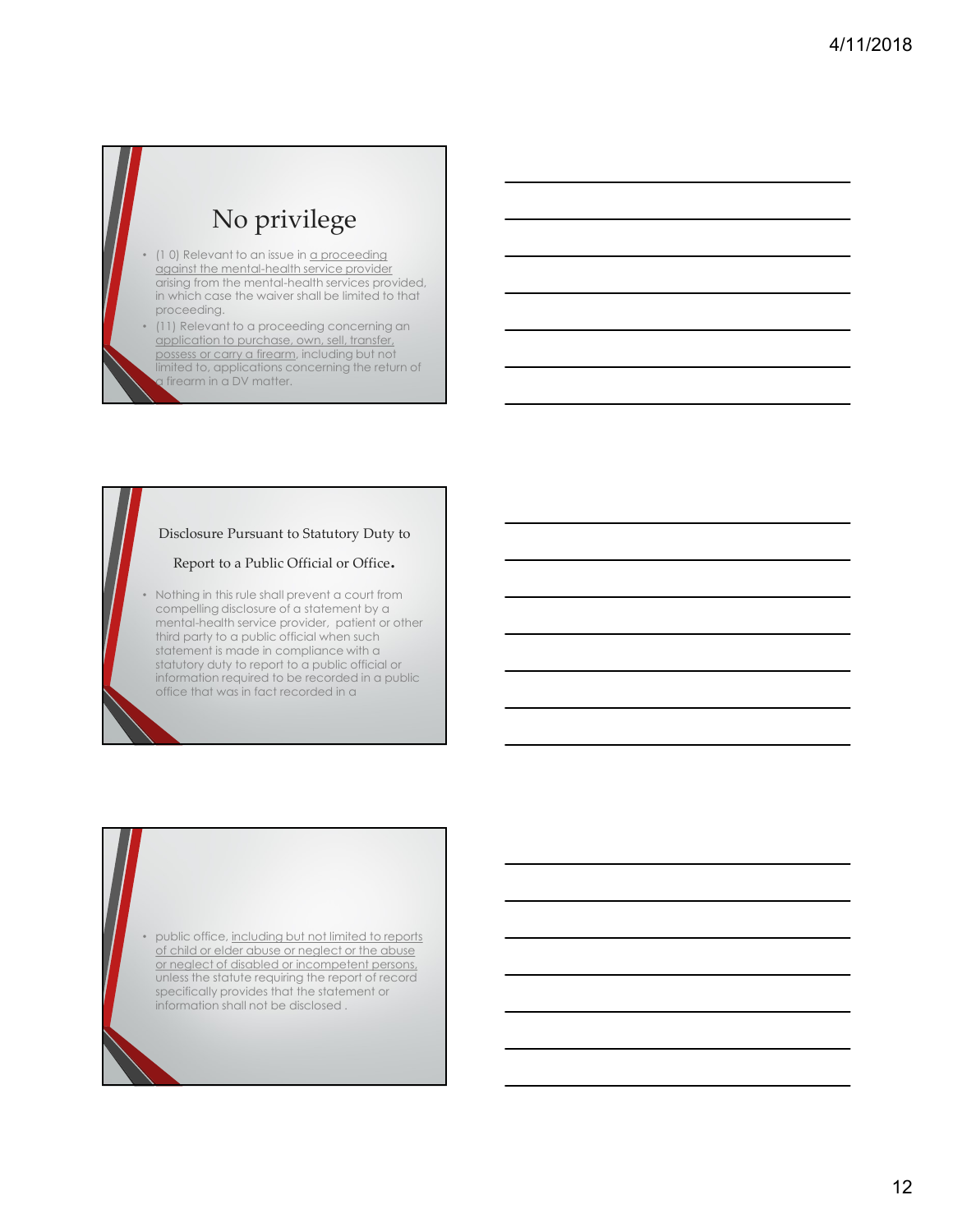## No privilege

- (10) Relevant to an issue in a proceeding against the mental-health service provider arising from the mental-health services provided, in which case the waiver shall be limited to that proceeding.
- (11) Relevant to a proceeding concerning an application to purchase, own, sell, transfer, possess or carry a firearm, including but not limited to, applications concerning the return of a firearm in a DV matter.

## Disclosure Pursuant to Statutory Duty to Report to a Public Official or Office.

- Nothing in this rule shall prevent a court from compelling disclosure of a statement by a mental-health service provider, patient or other third party to a public official when such statement is made in compliance with a statutory duty to report to a public official or information required to be recorded in a public office that was in fact recorded in a

- public office, including but not limited to reports of child or elder abuse or neglect or the abuse or neglect of disabled or incompetent persons, unless the statute requiring the report of record specifically provides that the statement or information shall not be disclosed .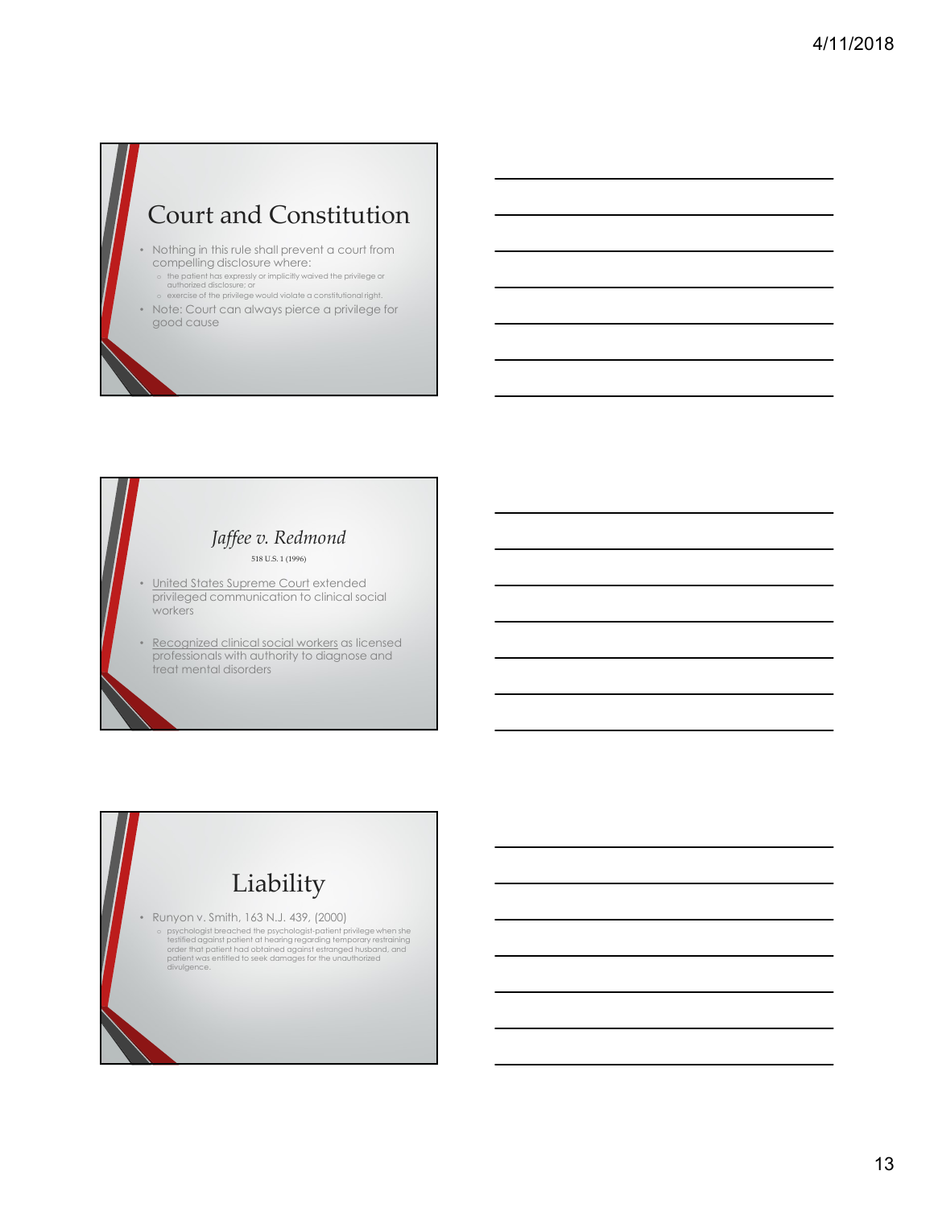## Court and Constitution

- Nothing in this rule shall prevent a court from compelling disclosure where:
  - the patient has expressly or implicitly waived the privilege or authorized disclosure; or
  - exercise of the privilege would violate a constitutional right.
- Note: Court can always pierce a privilege for good cause

## *Jaffee v. Redmond*

518 U.S. 1 (1996)

- United States Supreme Court extended privileged communication to clinical social workers
- Recognized clinical social workers as licensed professionals with authority to diagnose and treat mental disorders

## Liability

- Runyon v. Smith, 163 N.J. 439, (2000)
  - psychologist breached the psychologist-patient privilege when she testified against patient at hearing regarding temporary restraining order that patient had obtained against estranged husband, and patient was entitled to seek damages for the unauthorized divulgence.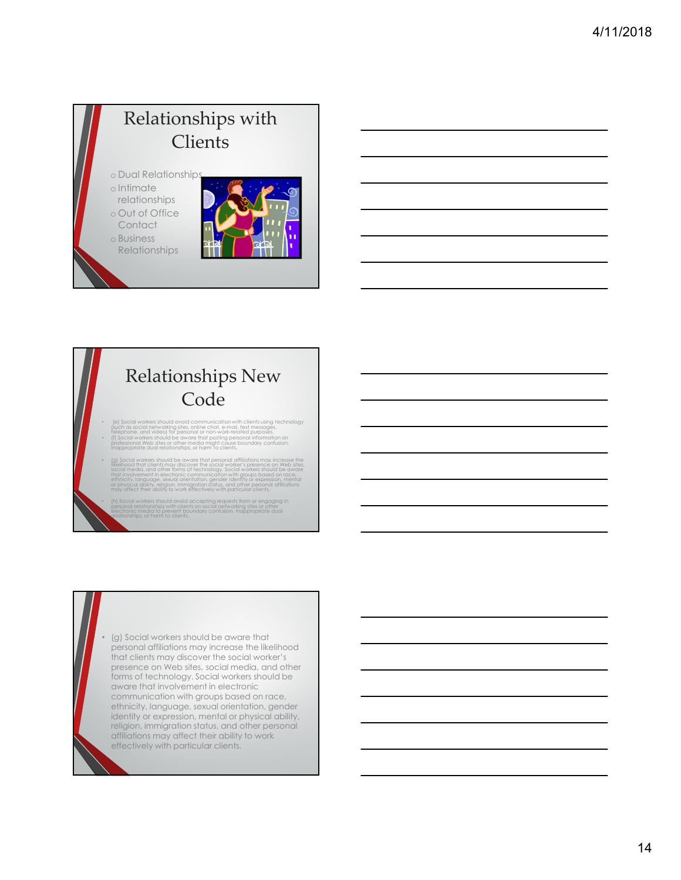## Relationships with Clients

- Dual Relationships
- Intimate relationships
- Out of Office Contact
- Business Relationships

## Relationships New Code

- (e) Social workers should avoid communication with clients using technology (such as social networking sites, online chat, e-mail, text messages, telephone, and video) for personal or non-work-related purposes.
- (f) Social workers should be aware that posting personal information on professional Web sites or other media might cause boundary confusion, inappropriate dual relationships, or harm to clients.
- (g) Social workers should be aware that personal affiliations may increase the likelihood that clients may discover the social worker's presence on Web sites, social media, and other forms of technology. Social workers should be aware that involvement in electronic communication with groups based on race, ethnicity, language, sexual orientation, gender identity or expression, mental or physical ability, religion, immigration status, and other personal affiliations may affect their ability to work effectively with particular clients.
- (h) Social workers should avoid accepting requests from or engaging in personal relationships with clients on social networking sites or other electronic media to prevent boundary confusion, inappropriate dual relationships, or harm to clients.

---

- (g) Social workers should be aware that personal affiliations may increase the likelihood that clients may discover the social worker's presence on Web sites, social media, and other forms of technology. Social workers should be aware that involvement in electronic communication with groups based on race, ethnicity, language, sexual orientation, gender identity or expression, mental or physical ability, religion, immigration status, and other personal affiliations may affect their ability to work effectively with particular clients.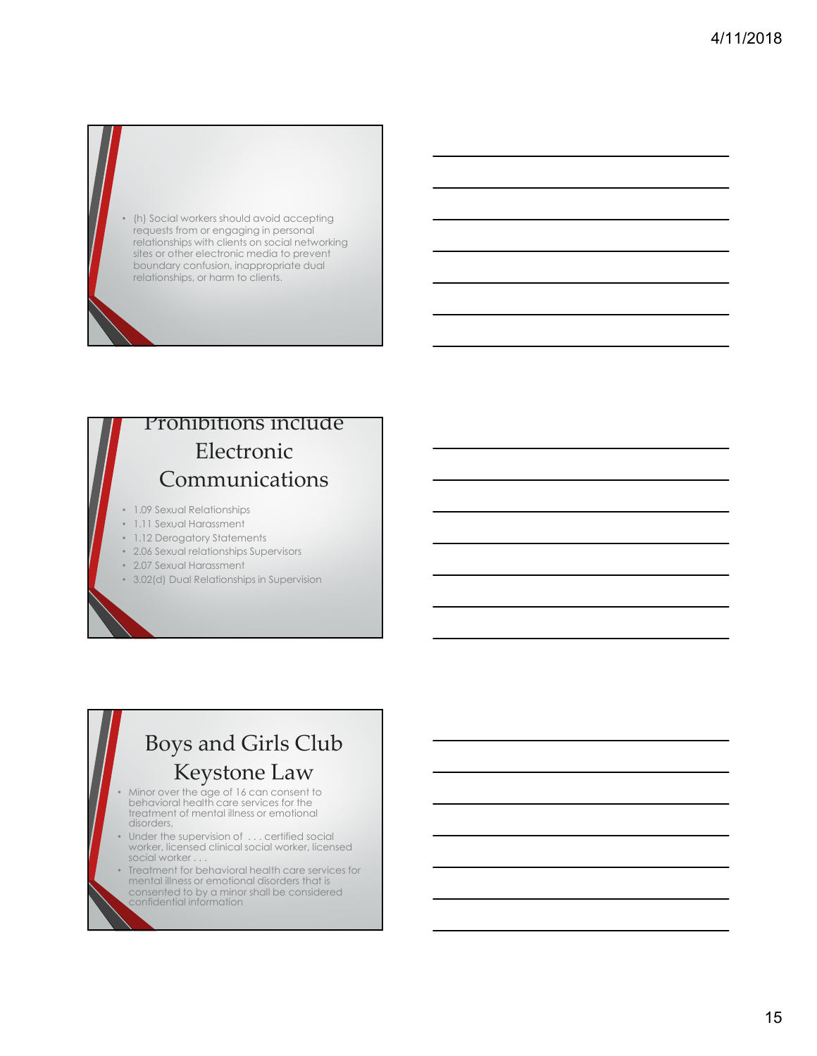- (h) Social workers should avoid accepting requests from or engaging in personal relationships with clients on social networking sites or other electronic media to prevent boundary confusion, inappropriate dual relationships, or harm to clients.

## Prohibitions include Electronic Communications

- 1.09 Sexual Relationships
- 1.11 Sexual Harassment
- 1.12 Derogatory Statements
- 2.06 Sexual relationships Supervisors
- 2.07 Sexual Harassment
- 3.02(d) Dual Relationships in Supervision

## Boys and Girls Club Keystone Law

- Minor over the age of 16 can consent to behavioral health care services for the treatment of mental illness or emotional disorders,
- Under the supervision of . . . certified social worker, licensed clinical social worker, licensed social worker . . .
- Treatment for behavioral health care services for mental illness or emotional disorders that is consented to by a minor shall be considered confidential information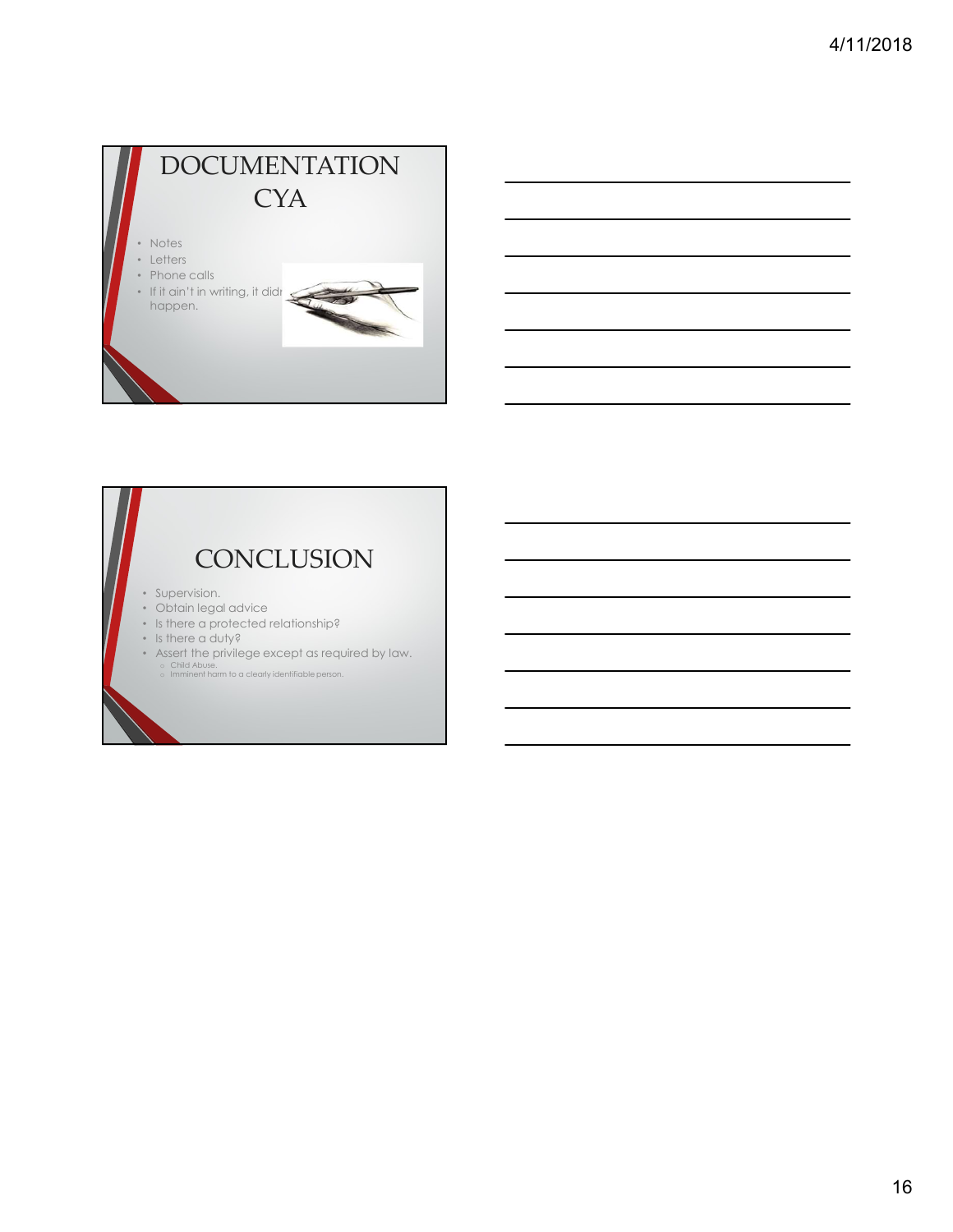# DOCUMENTATION CYA

- Notes
- Letters
- Phone calls
- If it ain't in writing, it didn't happen.

# CONCLUSION

- Supervision.
- Obtain legal advice
- Is there a protected relationship?
- Is there a duty?
- Assert the privilege except as required by law.
  - Child Abuse.
  - Imminent harm to a clearly identifiable person.